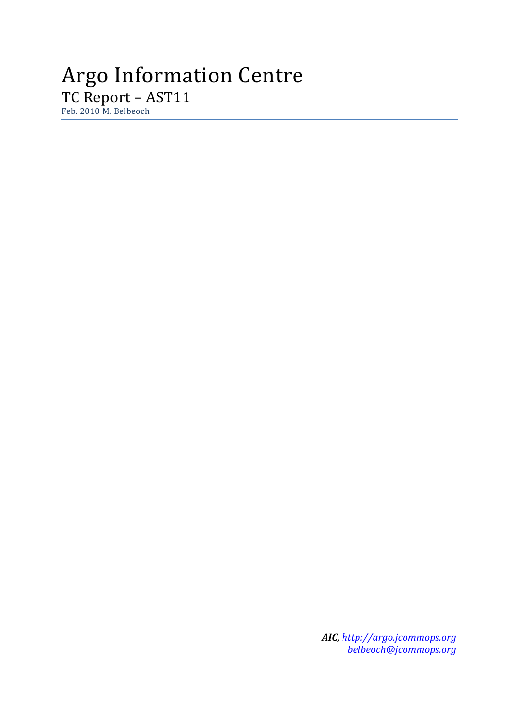# Argo Information Centre

## TC Report – AST11

Feb. 2010 M. Belbeoch

***AIC***, *http://argo.jcommops.org*
*belbeoch@jcommops.org*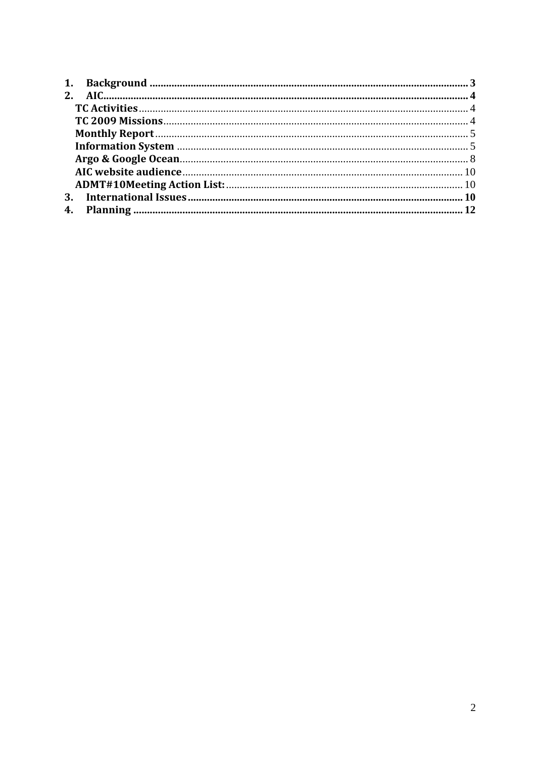1. **Background** .......... 3
2. **AIC** .......... 4
   - **TC Activities** .......... 4
   - **TC 2009 Missions** .......... 4
   - **Monthly Report** .......... 5
   - **Information System** .......... 5
   - **Argo & Google Ocean** .......... 8
   - **AIC website audience** .......... 10
   - **ADMT#10Meeting Action List:** .......... 10
3. **International Issues** .......... 10
4. **Planning** .......... 12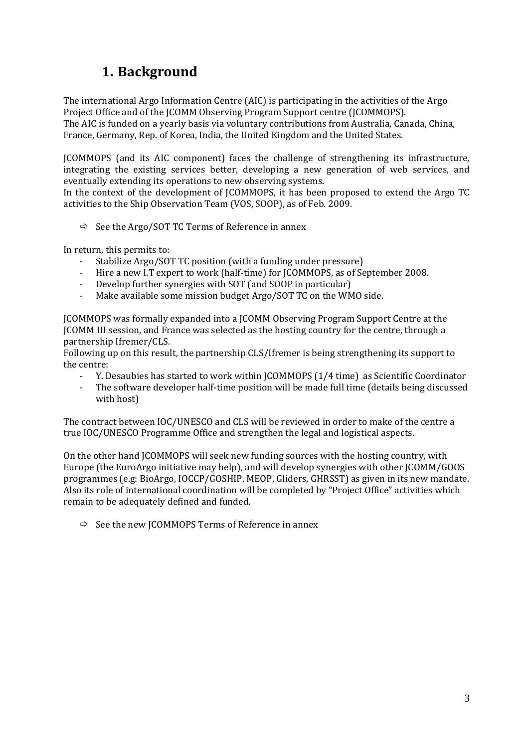# 1. Background

The international Argo Information Centre (AIC) is participating in the activities of the Argo Project Office and of the JCOMM Observing Program Support centre (JCOMMOPS).
The AIC is funded on a yearly basis via voluntary contributions from Australia, Canada, China, France, Germany, Rep. of Korea, India, the United Kingdom and the United States.

JCOMMOPS (and its AIC component) faces the challenge of strengthening its infrastructure, integrating the existing services better, developing a new generation of web services, and eventually extending its operations to new observing systems.
In the context of the development of JCOMMOPS, it has been proposed to extend the Argo TC activities to the Ship Observation Team (VOS, SOOP), as of Feb. 2009.

⇨ See the Argo/SOT TC Terms of Reference in annex

In return, this permits to:

- Stabilize Argo/SOT TC position (with a funding under pressure)
- Hire a new I.T expert to work (half-time) for JCOMMOPS, as of September 2008.
- Develop further synergies with SOT (and SOOP in particular)
- Make available some mission budget Argo/SOT TC on the WMO side.

JCOMMOPS was formally expanded into a JCOMM Observing Program Support Centre at the JCOMM III session, and France was selected as the hosting country for the centre, through a partnership Ifremer/CLS.
Following up on this result, the partnership CLS/Ifremer is being strengthening its support to the centre:

- Y. Desaubies has started to work within JCOMMOPS (1/4 time) as Scientific Coordinator
- The software developer half-time position will be made full time (details being discussed with host)

The contract between IOC/UNESCO and CLS will be reviewed in order to make of the centre a true IOC/UNESCO Programme Office and strengthen the legal and logistical aspects.

On the other hand JCOMMOPS will seek new funding sources with the hosting country, with Europe (the EuroArgo initiative may help), and will develop synergies with other JCOMM/GOOS programmes (e.g: BioArgo, IOCCP/GOSHIP, MEOP, Gliders, GHRSST) as given in its new mandate. Also its role of international coordination will be completed by "Project Office" activities which remain to be adequately defined and funded.

⇨ See the new JCOMMOPS Terms of Reference in annex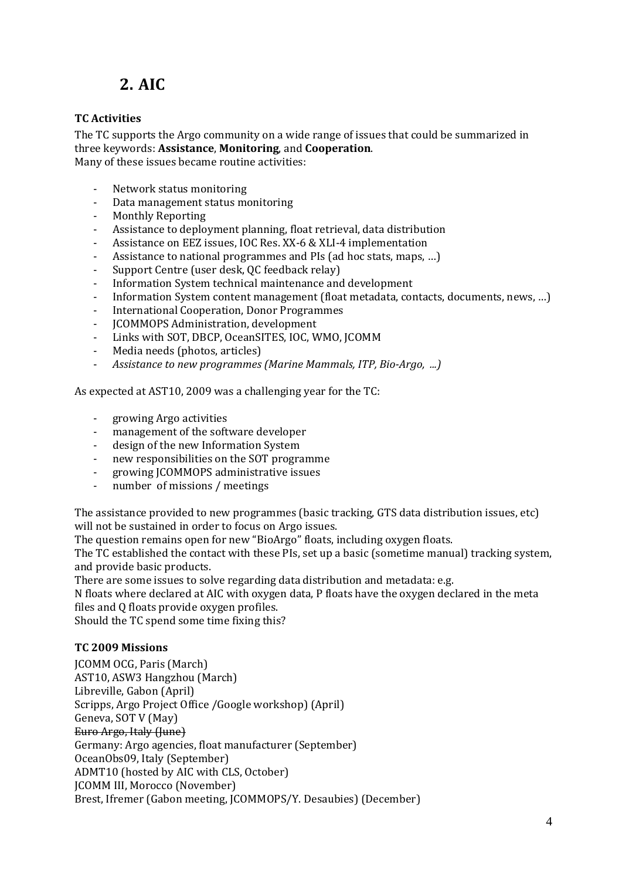# 2. AIC

### TC Activities

The TC supports the Argo community on a wide range of issues that could be summarized in three keywords: **Assistance**, **Monitoring**, and **Cooperation**.
Many of these issues became routine activities:

- Network status monitoring
- Data management status monitoring
- Monthly Reporting
- Assistance to deployment planning, float retrieval, data distribution
- Assistance on EEZ issues, IOC Res. XX-6 & XLI-4 implementation
- Assistance to national programmes and PIs (ad hoc stats, maps, …)
- Support Centre (user desk, QC feedback relay)
- Information System technical maintenance and development
- Information System content management (float metadata, contacts, documents, news, …)
- International Cooperation, Donor Programmes
- JCOMMOPS Administration, development
- Links with SOT, DBCP, OceanSITES, IOC, WMO, JCOMM
- Media needs (photos, articles)
- *Assistance to new programmes (Marine Mammals, ITP, Bio-Argo, ...)*

As expected at AST10, 2009 was a challenging year for the TC:

- growing Argo activities
- management of the software developer
- design of the new Information System
- new responsibilities on the SOT programme
- growing JCOMMOPS administrative issues
- number of missions / meetings

The assistance provided to new programmes (basic tracking, GTS data distribution issues, etc) will not be sustained in order to focus on Argo issues.
The question remains open for new "BioArgo" floats, including oxygen floats.
The TC established the contact with these PIs, set up a basic (sometime manual) tracking system, and provide basic products.
There are some issues to solve regarding data distribution and metadata: e.g.
N floats where declared at AIC with oxygen data, P floats have the oxygen declared in the meta files and Q floats provide oxygen profiles.
Should the TC spend some time fixing this?

### TC 2009 Missions

JCOMM OCG, Paris (March)
AST10, ASW3 Hangzhou (March)
Libreville, Gabon (April)
Scripps, Argo Project Office /Google workshop) (April)
Geneva, SOT V (May)
~~Euro Argo, Italy (June)~~
Germany: Argo agencies, float manufacturer (September)
OceanObs09, Italy (September)
ADMT10 (hosted by AIC with CLS, October)
JCOMM III, Morocco (November)
Brest, Ifremer (Gabon meeting, JCOMMOPS/Y. Desaubies) (December)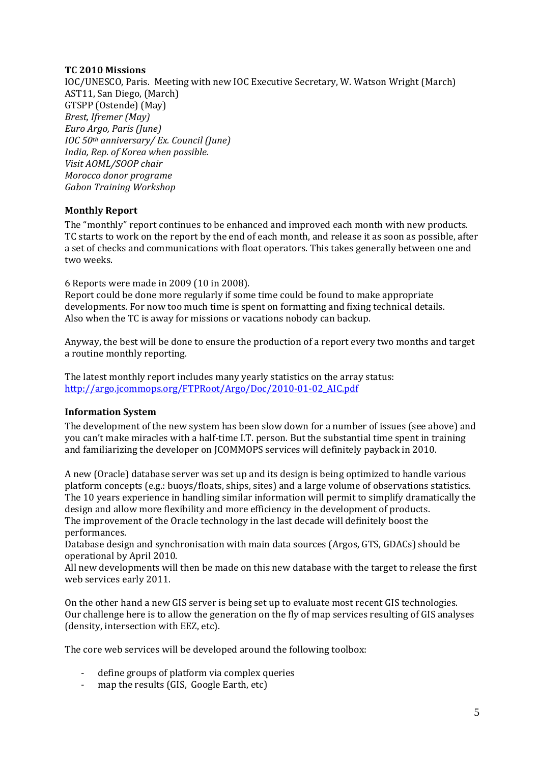**TC 2010 Missions**

IOC/UNESCO, Paris. Meeting with new IOC Executive Secretary, W. Watson Wright (March)
AST11, San Diego, (March)
GTSPP (Ostende) (May)
*Brest, Ifremer (May)*
*Euro Argo, Paris (June)*
*IOC 50th anniversary/ Ex. Council (June)*
*India, Rep. of Korea when possible.*
*Visit AOML/SOOP chair*
*Morocco donor programe*
*Gabon Training Workshop*

**Monthly Report**

The "monthly" report continues to be enhanced and improved each month with new products. TC starts to work on the report by the end of each month, and release it as soon as possible, after a set of checks and communications with float operators. This takes generally between one and two weeks.

6 Reports were made in 2009 (10 in 2008).
Report could be done more regularly if some time could be found to make appropriate developments. For now too much time is spent on formatting and fixing technical details. Also when the TC is away for missions or vacations nobody can backup.

Anyway, the best will be done to ensure the production of a report every two months and target a routine monthly reporting.

The latest monthly report includes many yearly statistics on the array status:
http://argo.jcommops.org/FTPRoot/Argo/Doc/2010-01-02_AIC.pdf

**Information System**

The development of the new system has been slow down for a number of issues (see above) and you can't make miracles with a half-time I.T. person. But the substantial time spent in training and familiarizing the developer on JCOMMOPS services will definitely payback in 2010.

A new (Oracle) database server was set up and its design is being optimized to handle various platform concepts (e.g.: buoys/floats, ships, sites) and a large volume of observations statistics. The 10 years experience in handling similar information will permit to simplify dramatically the design and allow more flexibility and more efficiency in the development of products.
The improvement of the Oracle technology in the last decade will definitely boost the performances.
Database design and synchronisation with main data sources (Argos, GTS, GDACs) should be operational by April 2010.
All new developments will then be made on this new database with the target to release the first web services early 2011.

On the other hand a new GIS server is being set up to evaluate most recent GIS technologies. Our challenge here is to allow the generation on the fly of map services resulting of GIS analyses (density, intersection with EEZ, etc).

The core web services will be developed around the following toolbox:

- define groups of platform via complex queries
- map the results (GIS, Google Earth, etc)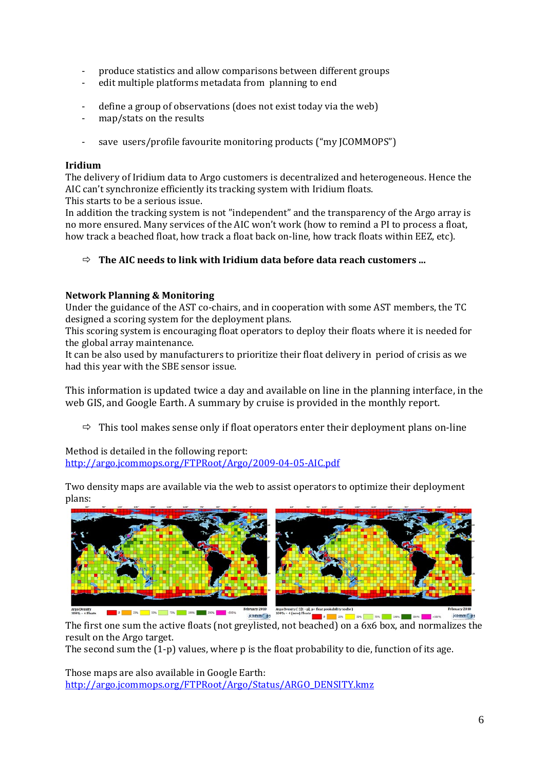- produce statistics and allow comparisons between different groups
- edit multiple platforms metadata from planning to end

- define a group of observations (does not exist today via the web)
- map/stats on the results

- save users/profile favourite monitoring products ("my JCOMMOPS")

**Iridium**

The delivery of Iridium data to Argo customers is decentralized and heterogeneous. Hence the AIC can't synchronize efficiently its tracking system with Iridium floats.
This starts to be a serious issue.
In addition the tracking system is not "independent" and the transparency of the Argo array is no more ensured. Many services of the AIC won't work (how to remind a PI to process a float, how track a beached float, how track a float back on-line, how track floats within EEZ, etc).

⇨ **The AIC needs to link with Iridium data before data reach customers ...**

**Network Planning & Monitoring**

Under the guidance of the AST co-chairs, and in cooperation with some AST members, the TC designed a scoring system for the deployment plans.
This scoring system is encouraging float operators to deploy their floats where it is needed for the global array maintenance.
It can be also used by manufacturers to prioritize their float delivery in period of crisis as we had this year with the SBE sensor issue.

This information is updated twice a day and available on line in the planning interface, in the web GIS, and Google Earth. A summary by cruise is provided in the monthly report.

⇨ This tool makes sense only if float operators enter their deployment plans on-line

Method is detailed in the following report:
http://argo.jcommops.org/FTPRoot/Argo/2009-04-05-AIC.pdf

Two density maps are available via the web to assist operators to optimize their deployment plans:

The first one sum the active floats (not greylisted, not beached) on a 6x6 box, and normalizes the result on the Argo target.
The second sum the (1-p) values, where p is the float probability to die, function of its age.

Those maps are also available in Google Earth:
http://argo.jcommops.org/FTPRoot/Argo/Status/ARGO_DENSITY.kmz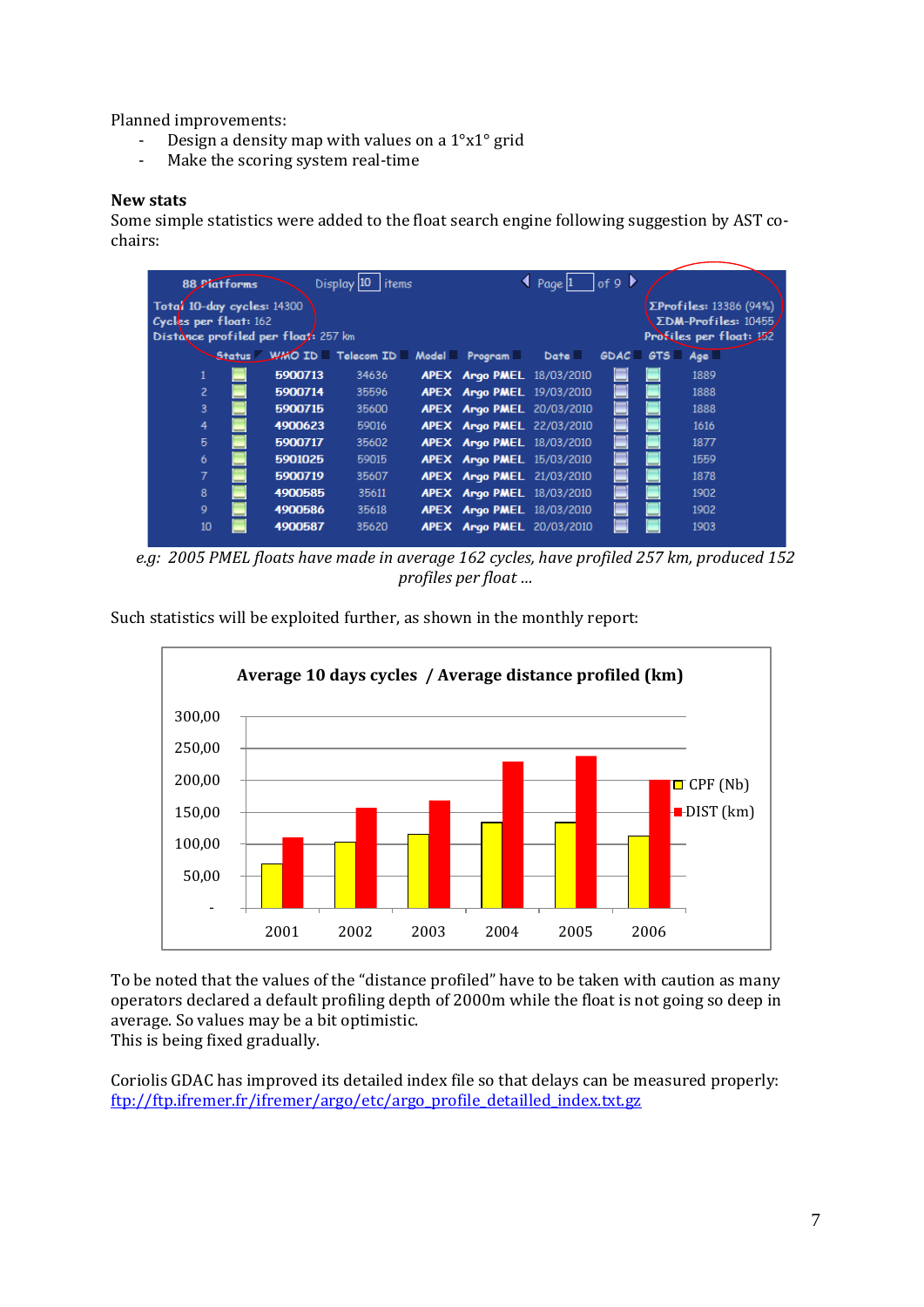Planned improvements:

- Design a density map with values on a 1°x1° grid
- Make the scoring system real-time

**New stats**

Some simple statistics were added to the float search engine following suggestion by AST co-chairs:

| | 88 Platforms | | | | | | Display 10 items | | Page 1 of 9 | | | |
|---|---|---|---|---|---|---|---|---|---|---|---|---|
| Total 10-day cycles: 14300 | | | | | | | | | ΣProfiles: 13386 (94%) | | | |
| Cycles per float: 162 | | | | | | | | | ΣDM-Profiles: 10455 | | | |
| Distance profiled per float: 257 km | | | | | | | | | Profiles per float: 152 | | | |
| | Status | WMO ID | Telecom ID | Model | Program | Date | GDAC | GTS | Age |
| 1 | | 5900713 | 34636 | APEX | Argo PMEL | 18/03/2010 | | | 1889 |
| 2 | | 5900714 | 35596 | APEX | Argo PMEL | 19/03/2010 | | | 1888 |
| 3 | | 5900715 | 35600 | APEX | Argo PMEL | 20/03/2010 | | | 1888 |
| 4 | | 4900623 | 59016 | APEX | Argo PMEL | 22/03/2010 | | | 1616 |
| 5 | | 5900717 | 35602 | APEX | Argo PMEL | 18/03/2010 | | | 1877 |
| 6 | | 5901025 | 59015 | APEX | Argo PMEL | 15/03/2010 | | | 1559 |
| 7 | | 5900719 | 35607 | APEX | Argo PMEL | 21/03/2010 | | | 1878 |
| 8 | | 4900585 | 35611 | APEX | Argo PMEL | 18/03/2010 | | | 1902 |
| 9 | | 4900586 | 35618 | APEX | Argo PMEL | 18/03/2010 | | | 1902 |
| 10 | | 4900587 | 35620 | APEX | Argo PMEL | 20/03/2010 | | | 1903 |

*e.g: 2005 PMEL floats have made in average 162 cycles, have profiled 257 km, produced 152 profiles per float ...*

Such statistics will be exploited further, as shown in the monthly report:

**Average 10 days cycles / Average distance profiled (km)**

| Year | CPF (Nb) | DIST (km) |
|---|---|---|
| 2001 | ~70 | ~110 |
| 2002 | ~103 | ~157 |
| 2003 | ~116 | ~168 |
| 2004 | ~133 | ~228 |
| 2005 | ~133 | ~238 |
| 2006 | ~113 | ~200 |

To be noted that the values of the "distance profiled" have to be taken with caution as many operators declared a default profiling depth of 2000m while the float is not going so deep in average. So values may be a bit optimistic.
This is being fixed gradually.

Coriolis GDAC has improved its detailed index file so that delays can be measured properly:
[ftp://ftp.ifremer.fr/ifremer/argo/etc/argo_profile_detailled_index.txt.gz](ftp://ftp.ifremer.fr/ifremer/argo/etc/argo_profile_detailled_index.txt.gz)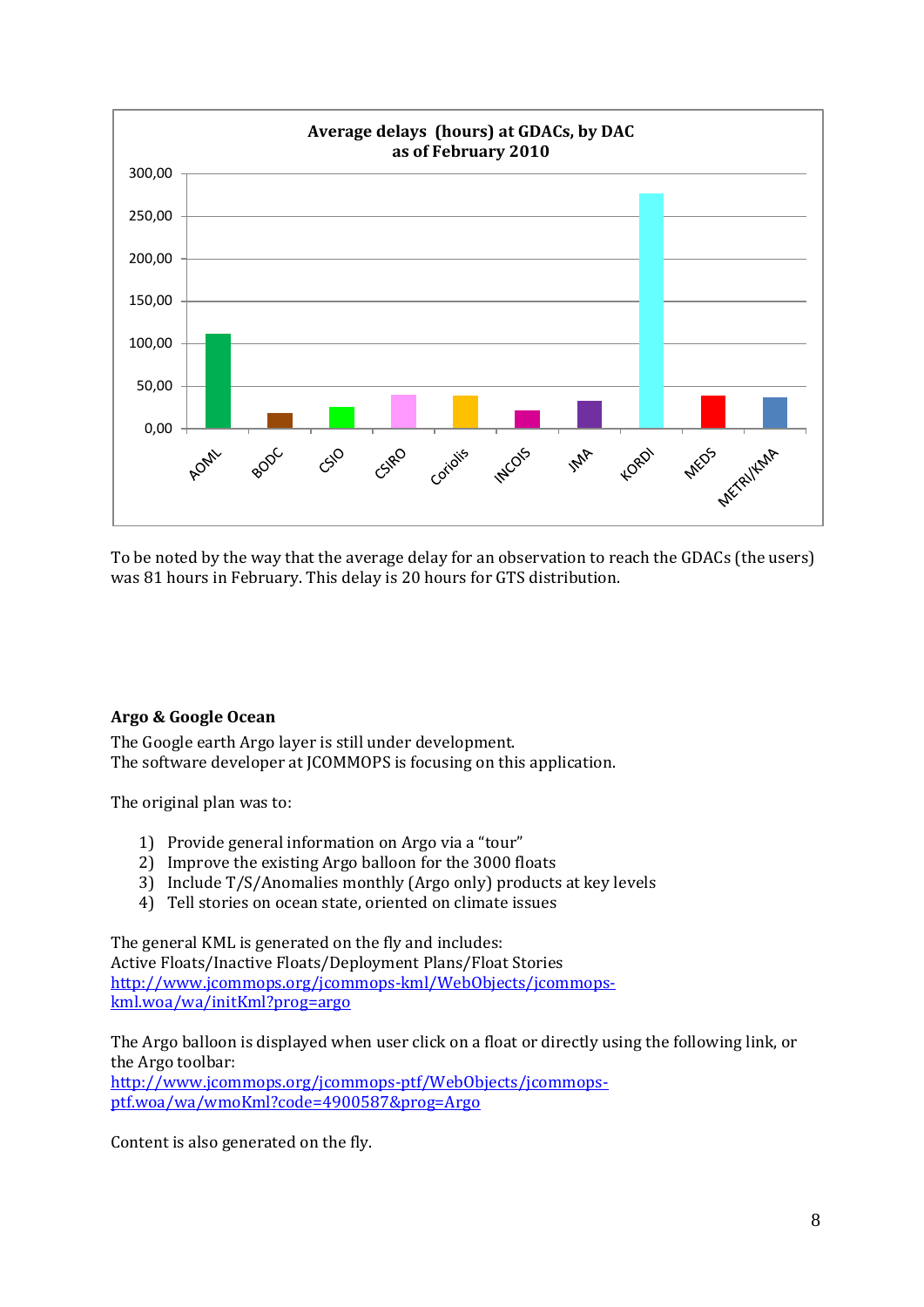**Average delays (hours) at GDACs, by DAC as of February 2010**

To be noted by the way that the average delay for an observation to reach the GDACs (the users) was 81 hours in February. This delay is 20 hours for GTS distribution.

**Argo & Google Ocean**

The Google earth Argo layer is still under development.
The software developer at JCOMMOPS is focusing on this application.

The original plan was to:

1) Provide general information on Argo via a "tour"
2) Improve the existing Argo balloon for the 3000 floats
3) Include T/S/Anomalies monthly (Argo only) products at key levels
4) Tell stories on ocean state, oriented on climate issues

The general KML is generated on the fly and includes:
Active Floats/Inactive Floats/Deployment Plans/Float Stories
[http://www.jcommops.org/jcommops-kml/WebObjects/jcommops-kml.woa/wa/initKml?prog=argo](http://www.jcommops.org/jcommops-kml/WebObjects/jcommops-kml.woa/wa/initKml?prog=argo)

The Argo balloon is displayed when user click on a float or directly using the following link, or the Argo toolbar:
[http://www.jcommops.org/jcommops-ptf/WebObjects/jcommops-ptf.woa/wa/wmoKml?code=4900587&prog=Argo](http://www.jcommops.org/jcommops-ptf/WebObjects/jcommops-ptf.woa/wa/wmoKml?code=4900587&prog=Argo)

Content is also generated on the fly.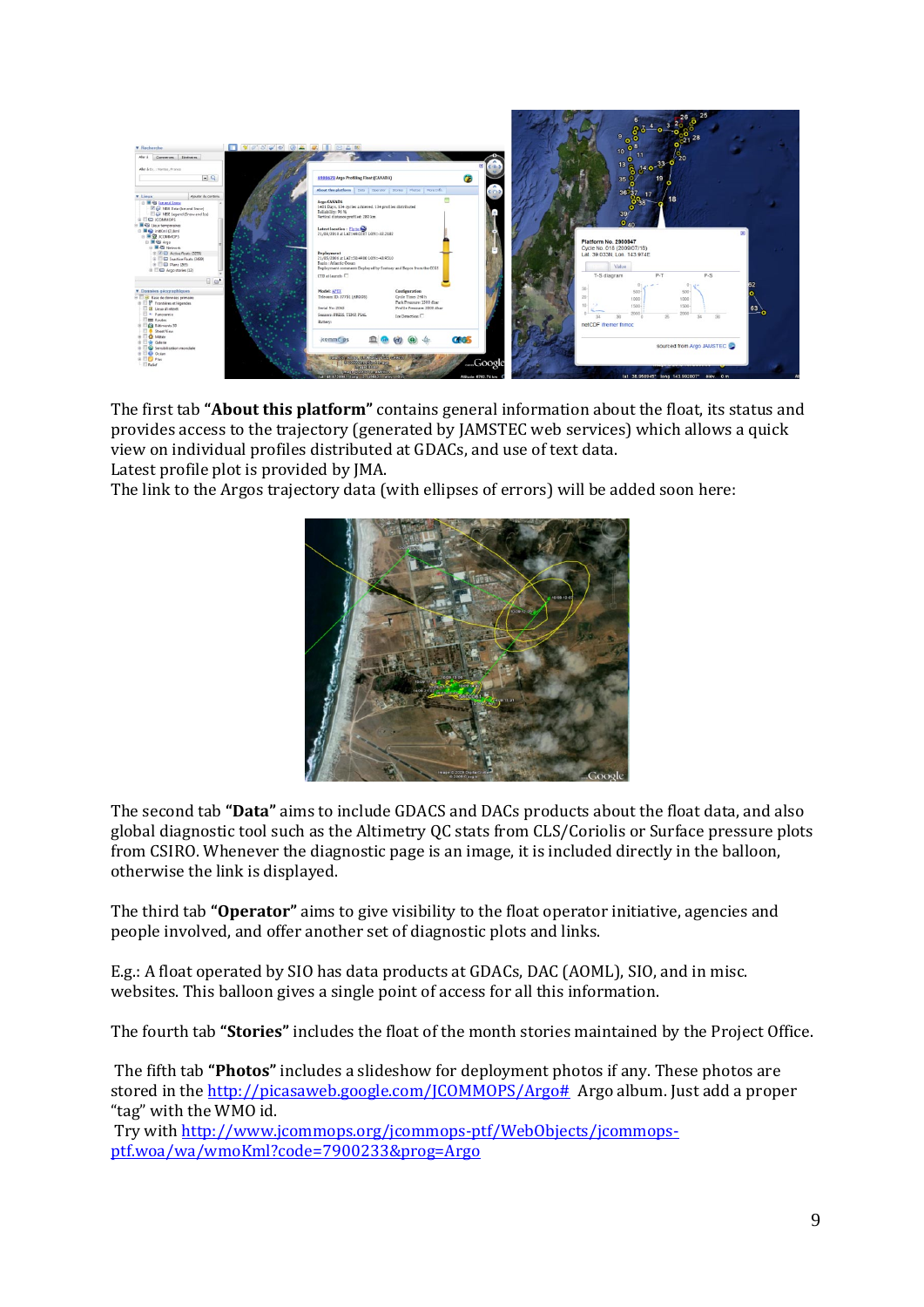The first tab **"About this platform"** contains general information about the float, its status and provides access to the trajectory (generated by JAMSTEC web services) which allows a quick view on individual profiles distributed at GDACs, and use of text data.
Latest profile plot is provided by JMA.
The link to the Argos trajectory data (with ellipses of errors) will be added soon here:

The second tab **"Data"** aims to include GDACS and DACs products about the float data, and also global diagnostic tool such as the Altimetry QC stats from CLS/Coriolis or Surface pressure plots from CSIRO. Whenever the diagnostic page is an image, it is included directly in the balloon, otherwise the link is displayed.

The third tab **"Operator"** aims to give visibility to the float operator initiative, agencies and people involved, and offer another set of diagnostic plots and links.

E.g.: A float operated by SIO has data products at GDACs, DAC (AOML), SIO, and in misc. websites. This balloon gives a single point of access for all this information.

The fourth tab **"Stories"** includes the float of the month stories maintained by the Project Office.

The fifth tab **"Photos"** includes a slideshow for deployment photos if any. These photos are stored in the http://picasaweb.google.com/JCOMMOPS/Argo# Argo album. Just add a proper "tag" with the WMO id.
Try with http://www.jcommops.org/jcommops-ptf/WebObjects/jcommops-ptf.woa/wa/wmoKml?code=7900233&prog=Argo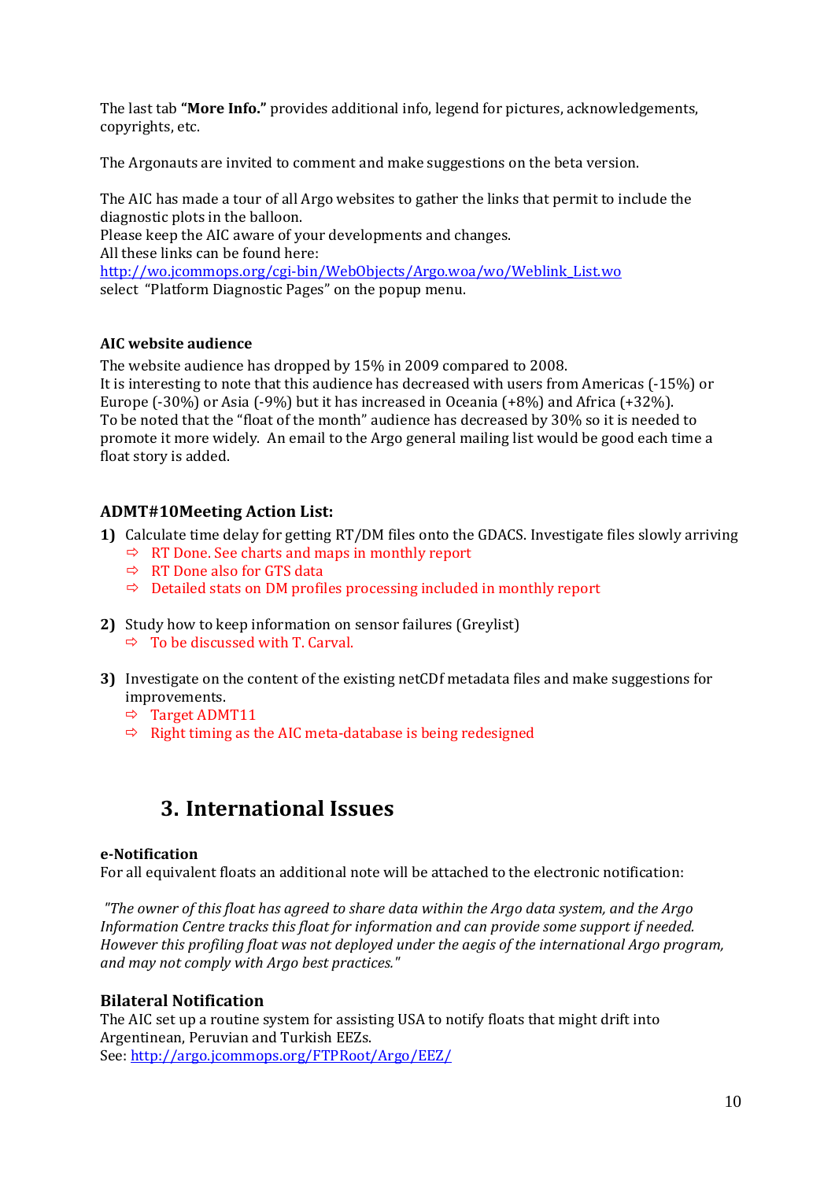The last tab **"More Info."** provides additional info, legend for pictures, acknowledgements, copyrights, etc.

The Argonauts are invited to comment and make suggestions on the beta version.

The AIC has made a tour of all Argo websites to gather the links that permit to include the diagnostic plots in the balloon.
Please keep the AIC aware of your developments and changes.
All these links can be found here:
http://wo.jcommops.org/cgi-bin/WebObjects/Argo.woa/wo/Weblink_List.wo
select "Platform Diagnostic Pages" on the popup menu.

**AIC website audience**

The website audience has dropped by 15% in 2009 compared to 2008.
It is interesting to note that this audience has decreased with users from Americas (-15%) or Europe (-30%) or Asia (-9%) but it has increased in Oceania (+8%) and Africa (+32%).
To be noted that the "float of the month" audience has decreased by 30% so it is needed to promote it more widely. An email to the Argo general mailing list would be good each time a float story is added.

### ADMT#10Meeting Action List:

1) Calculate time delay for getting RT/DM files onto the GDACS. Investigate files slowly arriving
   - ⇨ RT Done. See charts and maps in monthly report
   - ⇨ RT Done also for GTS data
   - ⇨ Detailed stats on DM profiles processing included in monthly report

2) Study how to keep information on sensor failures (Greylist)
   - ⇨ To be discussed with T. Carval.

3) Investigate on the content of the existing netCDf metadata files and make suggestions for improvements.
   - ⇨ Target ADMT11
   - ⇨ Right timing as the AIC meta-database is being redesigned

## 3. International Issues

**e-Notification**

For all equivalent floats an additional note will be attached to the electronic notification:

*"The owner of this float has agreed to share data within the Argo data system, and the Argo Information Centre tracks this float for information and can provide some support if needed. However this profiling float was not deployed under the aegis of the international Argo program, and may not comply with Argo best practices."*

### Bilateral Notification

The AIC set up a routine system for assisting USA to notify floats that might drift into Argentinean, Peruvian and Turkish EEZs.
See: http://argo.jcommops.org/FTPRoot/Argo/EEZ/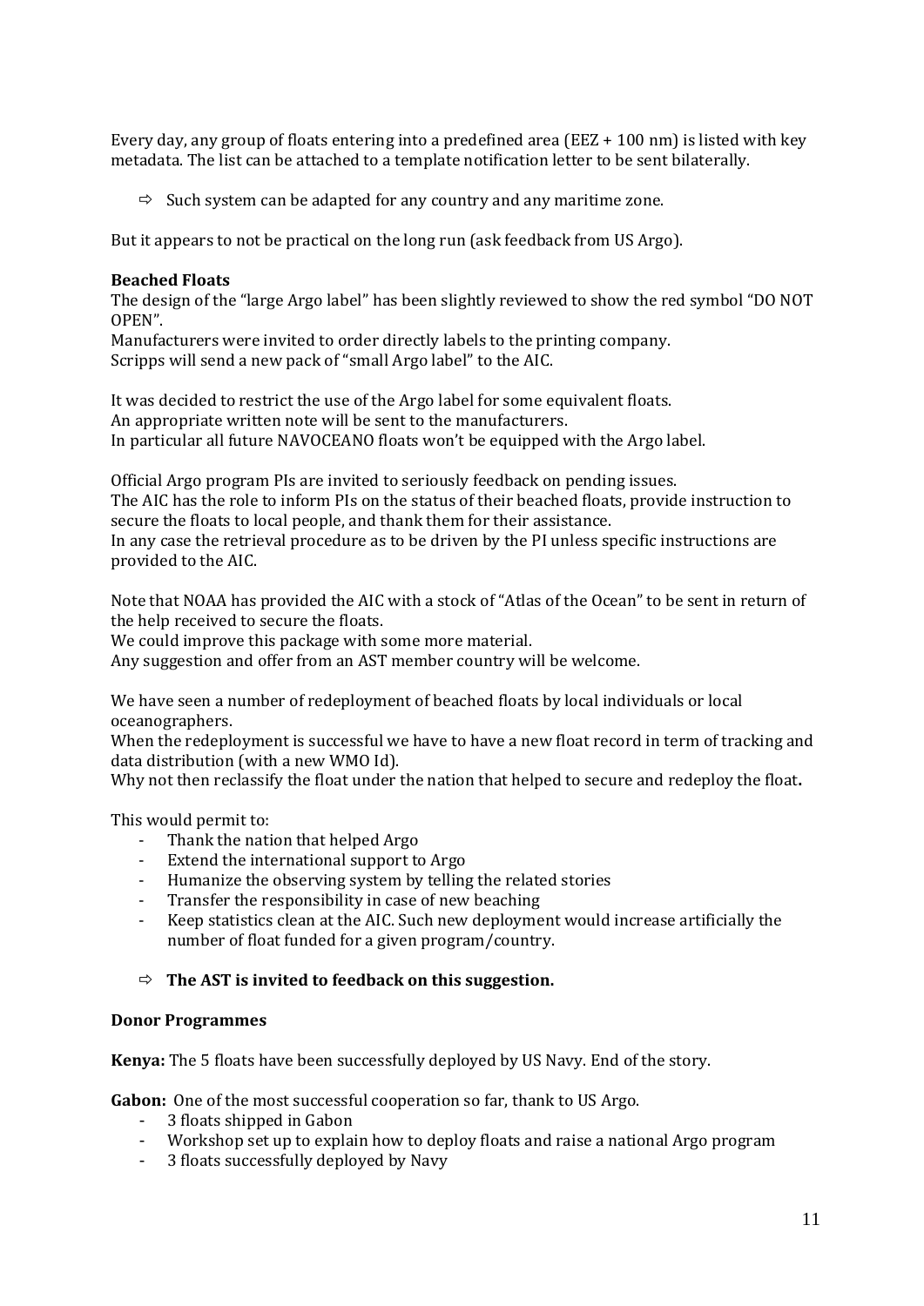Every day, any group of floats entering into a predefined area (EEZ + 100 nm) is listed with key metadata. The list can be attached to a template notification letter to be sent bilaterally.

⇨ Such system can be adapted for any country and any maritime zone.

But it appears to not be practical on the long run (ask feedback from US Argo).

**Beached Floats**

The design of the "large Argo label" has been slightly reviewed to show the red symbol "DO NOT OPEN".
Manufacturers were invited to order directly labels to the printing company.
Scripps will send a new pack of "small Argo label" to the AIC.

It was decided to restrict the use of the Argo label for some equivalent floats.
An appropriate written note will be sent to the manufacturers.
In particular all future NAVOCEANO floats won't be equipped with the Argo label.

Official Argo program PIs are invited to seriously feedback on pending issues.
The AIC has the role to inform PIs on the status of their beached floats, provide instruction to secure the floats to local people, and thank them for their assistance.
In any case the retrieval procedure as to be driven by the PI unless specific instructions are provided to the AIC.

Note that NOAA has provided the AIC with a stock of "Atlas of the Ocean" to be sent in return of the help received to secure the floats.
We could improve this package with some more material.
Any suggestion and offer from an AST member country will be welcome.

We have seen a number of redeployment of beached floats by local individuals or local oceanographers.
When the redeployment is successful we have to have a new float record in term of tracking and data distribution (with a new WMO Id).
Why not then reclassify the float under the nation that helped to secure and redeploy the float**.**

This would permit to:

- Thank the nation that helped Argo
- Extend the international support to Argo
- Humanize the observing system by telling the related stories
- Transfer the responsibility in case of new beaching
- Keep statistics clean at the AIC. Such new deployment would increase artificially the number of float funded for a given program/country.

⇨ **The AST is invited to feedback on this suggestion.**

**Donor Programmes**

**Kenya:** The 5 floats have been successfully deployed by US Navy. End of the story.

**Gabon:** One of the most successful cooperation so far, thank to US Argo.

- 3 floats shipped in Gabon
- Workshop set up to explain how to deploy floats and raise a national Argo program
- 3 floats successfully deployed by Navy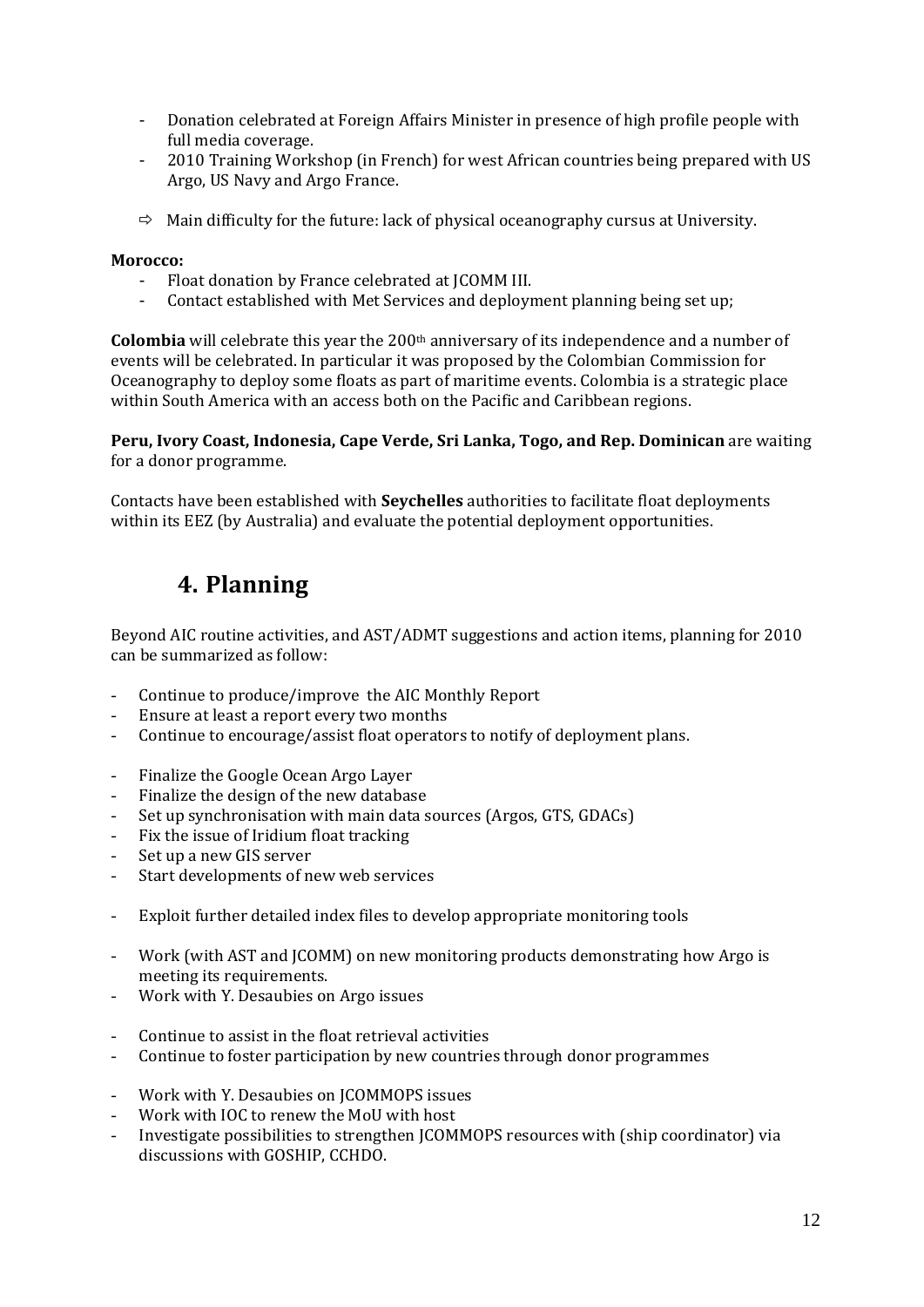- Donation celebrated at Foreign Affairs Minister in presence of high profile people with full media coverage.
- 2010 Training Workshop (in French) for west African countries being prepared with US Argo, US Navy and Argo France.

⇨ Main difficulty for the future: lack of physical oceanography cursus at University.

**Morocco:**

- Float donation by France celebrated at JCOMM III.
- Contact established with Met Services and deployment planning being set up;

**Colombia** will celebrate this year the 200th anniversary of its independence and a number of events will be celebrated. In particular it was proposed by the Colombian Commission for Oceanography to deploy some floats as part of maritime events. Colombia is a strategic place within South America with an access both on the Pacific and Caribbean regions.

**Peru, Ivory Coast, Indonesia, Cape Verde, Sri Lanka, Togo, and Rep. Dominican** are waiting for a donor programme.

Contacts have been established with **Seychelles** authorities to facilitate float deployments within its EEZ (by Australia) and evaluate the potential deployment opportunities.

# 4. Planning

Beyond AIC routine activities, and AST/ADMT suggestions and action items, planning for 2010 can be summarized as follow:

- Continue to produce/improve the AIC Monthly Report
- Ensure at least a report every two months
- Continue to encourage/assist float operators to notify of deployment plans.

- Finalize the Google Ocean Argo Layer
- Finalize the design of the new database
- Set up synchronisation with main data sources (Argos, GTS, GDACs)
- Fix the issue of Iridium float tracking
- Set up a new GIS server
- Start developments of new web services

- Exploit further detailed index files to develop appropriate monitoring tools

- Work (with AST and JCOMM) on new monitoring products demonstrating how Argo is meeting its requirements.
- Work with Y. Desaubies on Argo issues

- Continue to assist in the float retrieval activities
- Continue to foster participation by new countries through donor programmes

- Work with Y. Desaubies on JCOMMOPS issues
- Work with IOC to renew the MoU with host
- Investigate possibilities to strengthen JCOMMOPS resources with (ship coordinator) via discussions with GOSHIP, CCHDO.